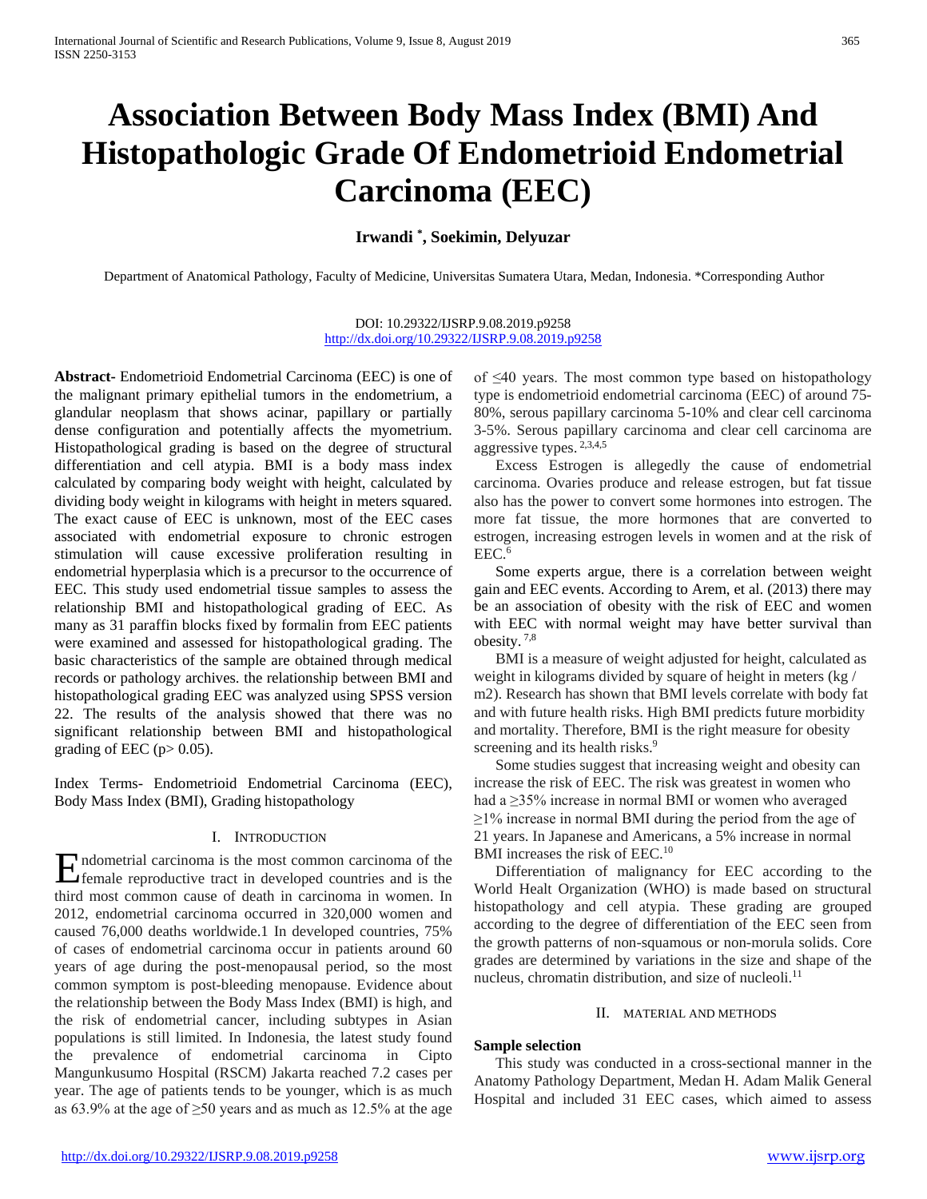# Association Between Body Mass Index (BMI) And Histopathologic Grade Of Endometrioid Endometrial Carcinoma (EEC)

**Irwandi [*], Soekimin, Delyuzar**

Department of Anatomical Pathology, Faculty of Medicine, Universitas Sumatera Utara, Medan, Indonesia. *Corresponding Author

DOI: 10.29322/IJSRP.9.08.2019.p9258
http://dx.doi.org/10.29322/IJSRP.9.08.2019.p9258

**Abstract-** Endometrioid Endometrial Carcinoma (EEC) is one of the malignant primary epithelial tumors in the endometrium, a glandular neoplasm that shows acinar, papillary or partially dense configuration and potentially affects the myometrium. Histopathological grading is based on the degree of structural differentiation and cell atypia. BMI is a body mass index calculated by comparing body weight with height, calculated by dividing body weight in kilograms with height in meters squared. The exact cause of EEC is unknown, most of the EEC cases associated with endometrial exposure to chronic estrogen stimulation will cause excessive proliferation resulting in endometrial hyperplasia which is a precursor to the occurrence of EEC. This study used endometrial tissue samples to assess the relationship BMI and histopathological grading of EEC. As many as 31 paraffin blocks fixed by formalin from EEC patients were examined and assessed for histopathological grading. The basic characteristics of the sample are obtained through medical records or pathology archives. the relationship between BMI and histopathological grading EEC was analyzed using SPSS version 22. The results of the analysis showed that there was no significant relationship between BMI and histopathological grading of EEC ($p > 0.05$).

Index Terms- Endometrioid Endometrial Carcinoma (EEC), Body Mass Index (BMI), Grading histopathology

## I. Introduction

Endometrial carcinoma is the most common carcinoma of the female reproductive tract in developed countries and is the third most common cause of death in carcinoma in women. In 2012, endometrial carcinoma occurred in 320,000 women and caused 76,000 deaths worldwide.1 In developed countries, 75% of cases of endometrial carcinoma occur in patients around 60 years of age during the post-menopausal period, so the most common symptom is post-bleeding menopause. Evidence about the relationship between the Body Mass Index (BMI) is high, and the risk of endometrial cancer, including subtypes in Asian populations is still limited. In Indonesia, the latest study found the prevalence of endometrial carcinoma in Cipto Mangunkusumo Hospital (RSCM) Jakarta reached 7.2 cases per year. The age of patients tends to be younger, which is as much as 63.9% at the age of ≥50 years and as much as 12.5% at the age of ≤40 years. The most common type based on histopathology type is endometrioid endometrial carcinoma (EEC) of around 75-80%, serous papillary carcinoma 5-10% and clear cell carcinoma 3-5%. Serous papillary carcinoma and clear cell carcinoma are aggressive types. [2,3,4,5]

Excess Estrogen is allegedly the cause of endometrial carcinoma. Ovaries produce and release estrogen, but fat tissue also has the power to convert some hormones into estrogen. The more fat tissue, the more hormones that are converted to estrogen, increasing estrogen levels in women and at the risk of EEC.[6]

Some experts argue, there is a correlation between weight gain and EEC events. According to Arem, et al. (2013) there may be an association of obesity with the risk of EEC and women with EEC with normal weight may have better survival than obesity. [7,8]

BMI is a measure of weight adjusted for height, calculated as weight in kilograms divided by square of height in meters (kg / m2). Research has shown that BMI levels correlate with body fat and with future health risks. High BMI predicts future morbidity and mortality. Therefore, BMI is the right measure for obesity screening and its health risks.[9]

Some studies suggest that increasing weight and obesity can increase the risk of EEC. The risk was greatest in women who had a ≥35% increase in normal BMI or women who averaged ≥1% increase in normal BMI during the period from the age of 21 years. In Japanese and Americans, a 5% increase in normal BMI increases the risk of EEC.[10]

Differentiation of malignancy for EEC according to the World Healt Organization (WHO) is made based on structural histopathology and cell atypia. These grading are grouped according to the degree of differentiation of the EEC seen from the growth patterns of non-squamous or non-morula solids. Core grades are determined by variations in the size and shape of the nucleus, chromatin distribution, and size of nucleoli.[11]

## II. Material and Methods

### Sample selection

This study was conducted in a cross-sectional manner in the Anatomy Pathology Department, Medan H. Adam Malik General Hospital and included 31 EEC cases, which aimed to assess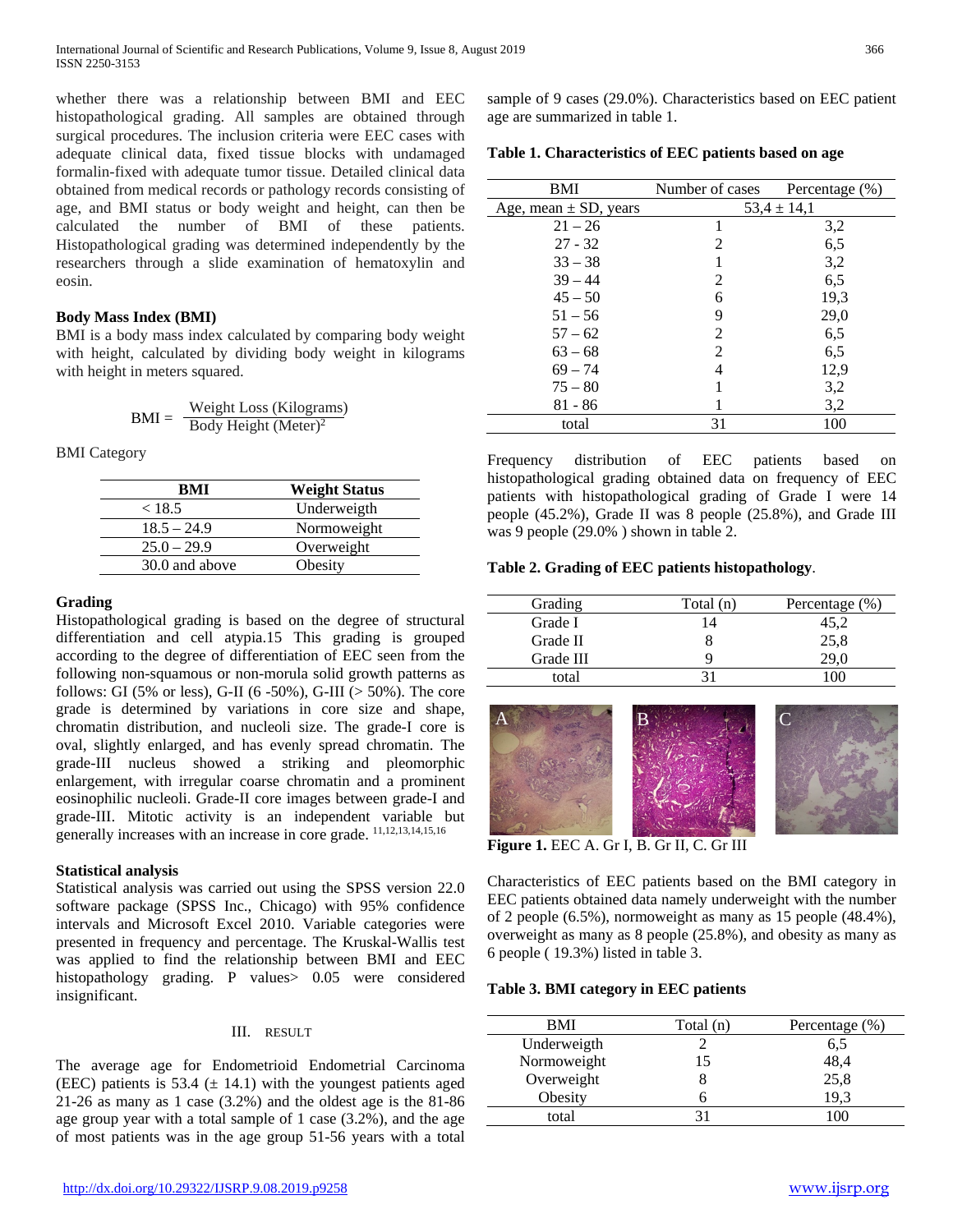whether there was a relationship between BMI and EEC histopathological grading. All samples are obtained through surgical procedures. The inclusion criteria were EEC cases with adequate clinical data, fixed tissue blocks with undamaged formalin-fixed with adequate tumor tissue. Detailed clinical data obtained from medical records or pathology records consisting of age, and BMI status or body weight and height, can then be calculated the number of BMI of these patients. Histopathological grading was determined independently by the researchers through a slide examination of hematoxylin and eosin.

### Body Mass Index (BMI)

BMI is a body mass index calculated by comparing body weight with height, calculated by dividing body weight in kilograms with height in meters squared.

$$\text{BMI} = \frac{\text{Weight Loss (Kilograms)}}{\text{Body Height (Meter)}^2}$$

BMI Category

| BMI | Weight Status |
|---|---|
| < 18.5 | Underweigth |
| 18.5 – 24.9 | Normoweight |
| 25.0 – 29.9 | Overweight |
| 30.0 and above | Obesity |

### Grading

Histopathological grading is based on the degree of structural differentiation and cell atypia.15 This grading is grouped according to the degree of differentiation of EEC seen from the following non-squamous or non-morula solid growth patterns as follows: GI (5% or less), G-II (6 -50%), G-III (> 50%). The core grade is determined by variations in core size and shape, chromatin distribution, and nucleoli size. The grade-I core is oval, slightly enlarged, and has evenly spread chromatin. The grade-III nucleus showed a striking and pleomorphic enlargement, with irregular coarse chromatin and a prominent eosinophilic nucleoli. Grade-II core images between grade-I and grade-III. Mitotic activity is an independent variable but generally increases with an increase in core grade. [11,12,13,14,15,16]

### Statistical analysis

Statistical analysis was carried out using the SPSS version 22.0 software package (SPSS Inc., Chicago) with 95% confidence intervals and Microsoft Excel 2010. Variable categories were presented in frequency and percentage. The Kruskal-Wallis test was applied to find the relationship between BMI and EEC histopathology grading. P values> 0.05 were considered insignificant.

## III. RESULT

The average age for Endometrioid Endometrial Carcinoma (EEC) patients is 53.4 (± 14.1) with the youngest patients aged 21-26 as many as 1 case (3.2%) and the oldest age is the 81-86 age group year with a total sample of 1 case (3.2%), and the age of most patients was in the age group 51-56 years with a total sample of 9 cases (29.0%). Characteristics based on EEC patient age are summarized in table 1.

**Table 1. Characteristics of EEC patients based on age**

| BMI | Number of cases | Percentage (%) |
|---|---|---|
| Age, mean ± SD, years | 53,4 ± 14,1 | |
| 21 – 26 | 1 | 3,2 |
| 27 - 32 | 2 | 6,5 |
| 33 – 38 | 1 | 3,2 |
| 39 – 44 | 2 | 6,5 |
| 45 – 50 | 6 | 19,3 |
| 51 – 56 | 9 | 29,0 |
| 57 – 62 | 2 | 6,5 |
| 63 – 68 | 2 | 6,5 |
| 69 – 74 | 4 | 12,9 |
| 75 – 80 | 1 | 3,2 |
| 81 - 86 | 1 | 3,2 |
| total | 31 | 100 |

Frequency distribution of EEC patients based on histopathological grading obtained data on frequency of EEC patients with histopathological grading of Grade I were 14 people (45.2%), Grade II was 8 people (25.8%), and Grade III was 9 people (29.0% ) shown in table 2.

**Table 2. Grading of EEC patients histopathology**.

| Grading | Total (n) | Percentage (%) |
|---|---|---|
| Grade I | 14 | 45,2 |
| Grade II | 8 | 25,8 |
| Grade III | 9 | 29,0 |
| total | 31 | 100 |

**Figure 1.** EEC A. Gr I, B. Gr II, C. Gr III

Characteristics of EEC patients based on the BMI category in EEC patients obtained data namely underweight with the number of 2 people (6.5%), normoweight as many as 15 people (48.4%), overweight as many as 8 people (25.8%), and obesity as many as 6 people ( 19.3%) listed in table 3.

**Table 3. BMI category in EEC patients**

| BMI | Total (n) | Percentage (%) |
|---|---|---|
| Underweigth | 2 | 6,5 |
| Normoweight | 15 | 48,4 |
| Overweight | 8 | 25,8 |
| Obesity | 6 | 19,3 |
| total | 31 | 100 |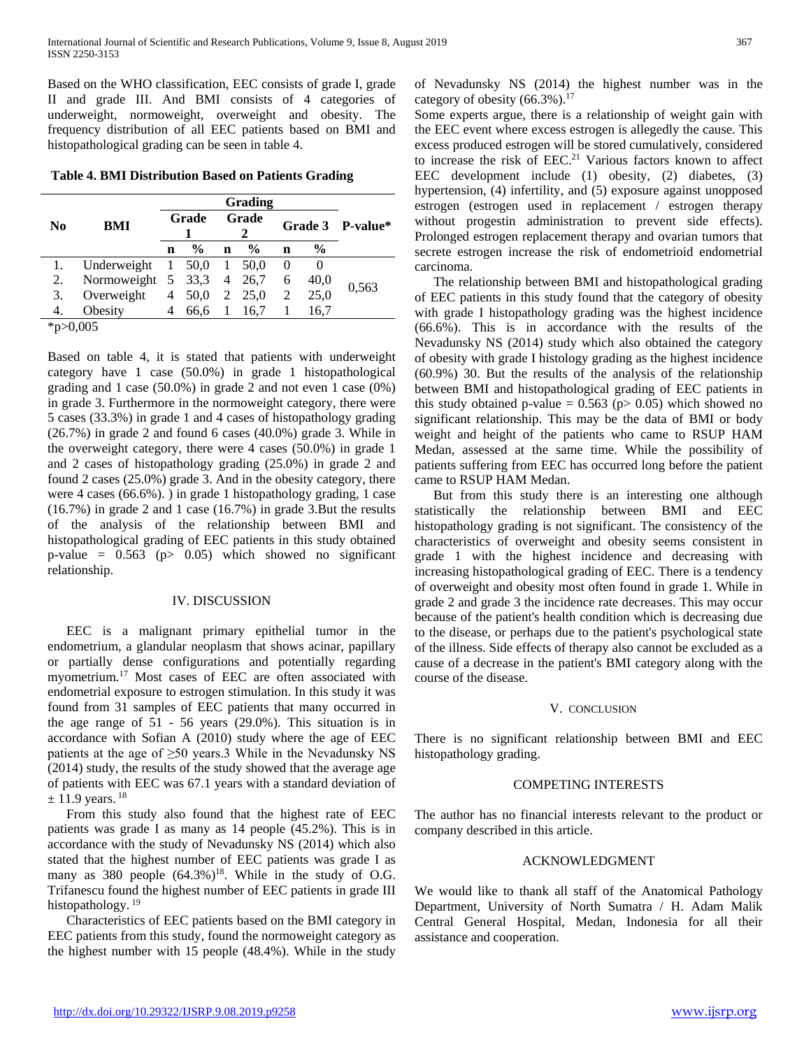Based on the WHO classification, EEC consists of grade I, grade II and grade III. And BMI consists of 4 categories of underweight, normoweight, overweight and obesity. The frequency distribution of all EEC patients based on BMI and histopathological grading can be seen in table 4.

**Table 4. BMI Distribution Based on Patients Grading**

| No | BMI | Grading | | | | | | P-value* |
|---|---|---|---|---|---|---|---|---|
| | | Grade 1 | | Grade 2 | | Grade 3 | | |
| | | n | % | n | % | n | % | |
| 1. | Underweight | 1 | 50,0 | 1 | 50,0 | 0 | 0 | 0,563 |
| 2. | Normoweight | 5 | 33,3 | 4 | 26,7 | 6 | 40,0 | |
| 3. | Overweight | 4 | 50,0 | 2 | 25,0 | 2 | 25,0 | |
| 4. | Obesity | 4 | 66,6 | 1 | 16,7 | 1 | 16,7 | |

*p>0,005

Based on table 4, it is stated that patients with underweight category have 1 case (50.0%) in grade 1 histopathological grading and 1 case (50.0%) in grade 2 and not even 1 case (0%) in grade 3. Furthermore in the normoweight category, there were 5 cases (33.3%) in grade 1 and 4 cases of histopathology grading (26.7%) in grade 2 and found 6 cases (40.0%) grade 3. While in the overweight category, there were 4 cases (50.0%) in grade 1 and 2 cases of histopathology grading (25.0%) in grade 2 and found 2 cases (25.0%) grade 3. And in the obesity category, there were 4 cases (66.6%). ) in grade 1 histopathology grading, 1 case (16.7%) in grade 2 and 1 case (16.7%) in grade 3.But the results of the analysis of the relationship between BMI and histopathological grading of EEC patients in this study obtained p-value = 0.563 (p> 0.05) which showed no significant relationship.

## IV. DISCUSSION

EEC is a malignant primary epithelial tumor in the endometrium, a glandular neoplasm that shows acinar, papillary or partially dense configurations and potentially regarding myometrium.[17] Most cases of EEC are often associated with endometrial exposure to estrogen stimulation. In this study it was found from 31 samples of EEC patients that many occurred in the age range of 51 - 56 years (29.0%). This situation is in accordance with Sofian A (2010) study where the age of EEC patients at the age of ≥50 years.3 While in the Nevadunsky NS (2014) study, the results of the study showed that the average age of patients with EEC was 67.1 years with a standard deviation of ± 11.9 years. [18]

From this study also found that the highest rate of EEC patients was grade I as many as 14 people (45.2%). This is in accordance with the study of Nevadunsky NS (2014) which also stated that the highest number of EEC patients was grade I as many as 380 people (64.3%)[18]. While in the study of O.G. Trifanescu found the highest number of EEC patients in grade III histopathology. [19]

Characteristics of EEC patients based on the BMI category in EEC patients from this study, found the normoweight category as the highest number with 15 people (48.4%). While in the study of Nevadunsky NS (2014) the highest number was in the category of obesity (66.3%).[17]

Some experts argue, there is a relationship of weight gain with the EEC event where excess estrogen is allegedly the cause. This excess produced estrogen will be stored cumulatively, considered to increase the risk of EEC.[21] Various factors known to affect EEC development include (1) obesity, (2) diabetes, (3) hypertension, (4) infertility, and (5) exposure against unopposed estrogen (estrogen used in replacement / estrogen therapy without progestin administration to prevent side effects). Prolonged estrogen replacement therapy and ovarian tumors that secrete estrogen increase the risk of endometrioid endometrial carcinoma.

The relationship between BMI and histopathological grading of EEC patients in this study found that the category of obesity with grade I histopathology grading was the highest incidence (66.6%). This is in accordance with the results of the Nevadunsky NS (2014) study which also obtained the category of obesity with grade I histology grading as the highest incidence (60.9%) 30. But the results of the analysis of the relationship between BMI and histopathological grading of EEC patients in this study obtained p-value = 0.563 (p> 0.05) which showed no significant relationship. This may be the data of BMI or body weight and height of the patients who came to RSUP HAM Medan, assessed at the same time. While the possibility of patients suffering from EEC has occurred long before the patient came to RSUP HAM Medan.

But from this study there is an interesting one although statistically the relationship between BMI and EEC histopathology grading is not significant. The consistency of the characteristics of overweight and obesity seems consistent in grade 1 with the highest incidence and decreasing with increasing histopathological grading of EEC. There is a tendency of overweight and obesity most often found in grade 1. While in grade 2 and grade 3 the incidence rate decreases. This may occur because of the patient's health condition which is decreasing due to the disease, or perhaps due to the patient's psychological state of the illness. Side effects of therapy also cannot be excluded as a cause of a decrease in the patient's BMI category along with the course of the disease.

## V. CONCLUSION

There is no significant relationship between BMI and EEC histopathology grading.

## COMPETING INTERESTS

The author has no financial interests relevant to the product or company described in this article.

## ACKNOWLEDGMENT

We would like to thank all staff of the Anatomical Pathology Department, University of North Sumatra / H. Adam Malik Central General Hospital, Medan, Indonesia for all their assistance and cooperation.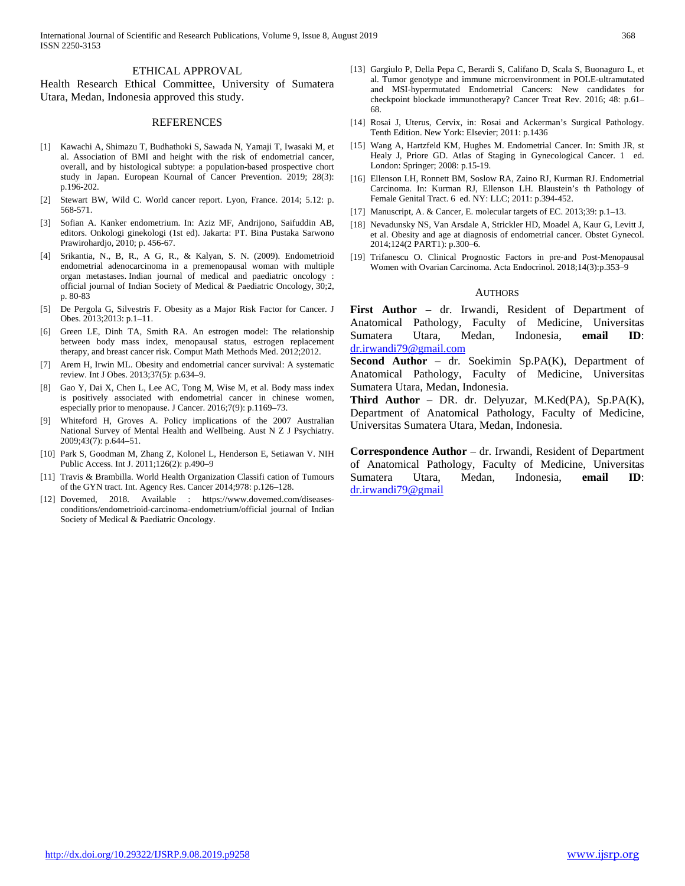## ETHICAL APPROVAL

Health Research Ethical Committee, University of Sumatera Utara, Medan, Indonesia approved this study.

## REFERENCES

[1] Kawachi A, Shimazu T, Budhathoki S, Sawada N, Yamaji T, Iwasaki M, et al. Association of BMI and height with the risk of endometrial cancer, overall, and by histological subtype: a population-based prospective chort study in Japan. European Kournal of Cancer Prevention. 2019; 28(3): p.196-202.

[2] Stewart BW, Wild C. World cancer report. Lyon, France. 2014; 5.12: p. 568-571.

[3] Sofian A. Kanker endometrium. In: Aziz MF, Andrijono, Saifuddin AB, editors. Onkologi ginekologi (1st ed). Jakarta: PT. Bina Pustaka Sarwono Prawirohardjo, 2010; p. 456-67.

[4] Srikantia, N., B, R., A G, R., & Kalyan, S. N. (2009). Endometrioid endometrial adenocarcinoma in a premenopausal woman with multiple organ metastases. Indian journal of medical and paediatric oncology : official journal of Indian Society of Medical & Paediatric Oncology, 30;2, p. 80-83

[5] De Pergola G, Silvestris F. Obesity as a Major Risk Factor for Cancer. J Obes. 2013;2013: p.1–11.

[6] Green LE, Dinh TA, Smith RA. An estrogen model: The relationship between body mass index, menopausal status, estrogen replacement therapy, and breast cancer risk. Comput Math Methods Med. 2012;2012.

[7] Arem H, Irwin ML. Obesity and endometrial cancer survival: A systematic review. Int J Obes. 2013;37(5): p.634–9.

[8] Gao Y, Dai X, Chen L, Lee AC, Tong M, Wise M, et al. Body mass index is positively associated with endometrial cancer in chinese women, especially prior to menopause. J Cancer. 2016;7(9): p.1169–73.

[9] Whiteford H, Groves A. Policy implications of the 2007 Australian National Survey of Mental Health and Wellbeing. Aust N Z J Psychiatry. 2009;43(7): p.644–51.

[10] Park S, Goodman M, Zhang Z, Kolonel L, Henderson E, Setiawan V. NIH Public Access. Int J. 2011;126(2): p.490–9

[11] Travis & Brambilla. World Health Organization Classifi cation of Tumours of the GYN tract. Int. Agency Res. Cancer 2014;978: p.126–128.

[12] Dovemed, 2018. Available : https://www.dovemed.com/diseases-conditions/endometrioid-carcinoma-endometrium/official journal of Indian Society of Medical & Paediatric Oncology.

[13] Gargiulo P, Della Pepa C, Berardi S, Califano D, Scala S, Buonaguro L, et al. Tumor genotype and immune microenvironment in POLE-ultramutated and MSI-hypermutated Endometrial Cancers: New candidates for checkpoint blockade immunotherapy? Cancer Treat Rev. 2016; 48: p.61–68.

[14] Rosai J, Uterus, Cervix, in: Rosai and Ackerman's Surgical Pathology. Tenth Edition. New York: Elsevier; 2011: p.1436

[15] Wang A, Hartzfeld KM, Hughes M. Endometrial Cancer. In: Smith JR, st Healy J, Priore GD. Atlas of Staging in Gynecological Cancer. 1 ed. London: Springer; 2008: p.15-19.

[16] Ellenson LH, Ronnett BM, Soslow RA, Zaino RJ, Kurman RJ. Endometrial Carcinoma. In: Kurman RJ, Ellenson LH. Blaustein's th Pathology of Female Genital Tract. 6 ed. NY: LLC; 2011: p.394-452.

[17] Manuscript, A. & Cancer, E. molecular targets of EC. 2013;39: p.1–13.

[18] Nevadunsky NS, Van Arsdale A, Strickler HD, Moadel A, Kaur G, Levitt J, et al. Obesity and age at diagnosis of endometrial cancer. Obstet Gynecol. 2014;124(2 PART1): p.300–6.

[19] Trifanescu O. Clinical Prognostic Factors in pre-and Post-Menopausal Women with Ovarian Carcinoma. Acta Endocrinol. 2018;14(3):p.353–9

## AUTHORS

**First Author** – dr. Irwandi, Resident of Department of Anatomical Pathology, Faculty of Medicine, Universitas Sumatera Utara, Medan, Indonesia, **email ID**: dr.irwandi79@gmail.com

**Second Author** – dr. Soekimin Sp.PA(K), Department of Anatomical Pathology, Faculty of Medicine, Universitas Sumatera Utara, Medan, Indonesia.

**Third Author** – DR. dr. Delyuzar, M.Ked(PA), Sp.PA(K), Department of Anatomical Pathology, Faculty of Medicine, Universitas Sumatera Utara, Medan, Indonesia.

**Correspondence Author** – dr. Irwandi, Resident of Department of Anatomical Pathology, Faculty of Medicine, Universitas Sumatera Utara, Medan, Indonesia, **email ID**: dr.irwandi79@gmail